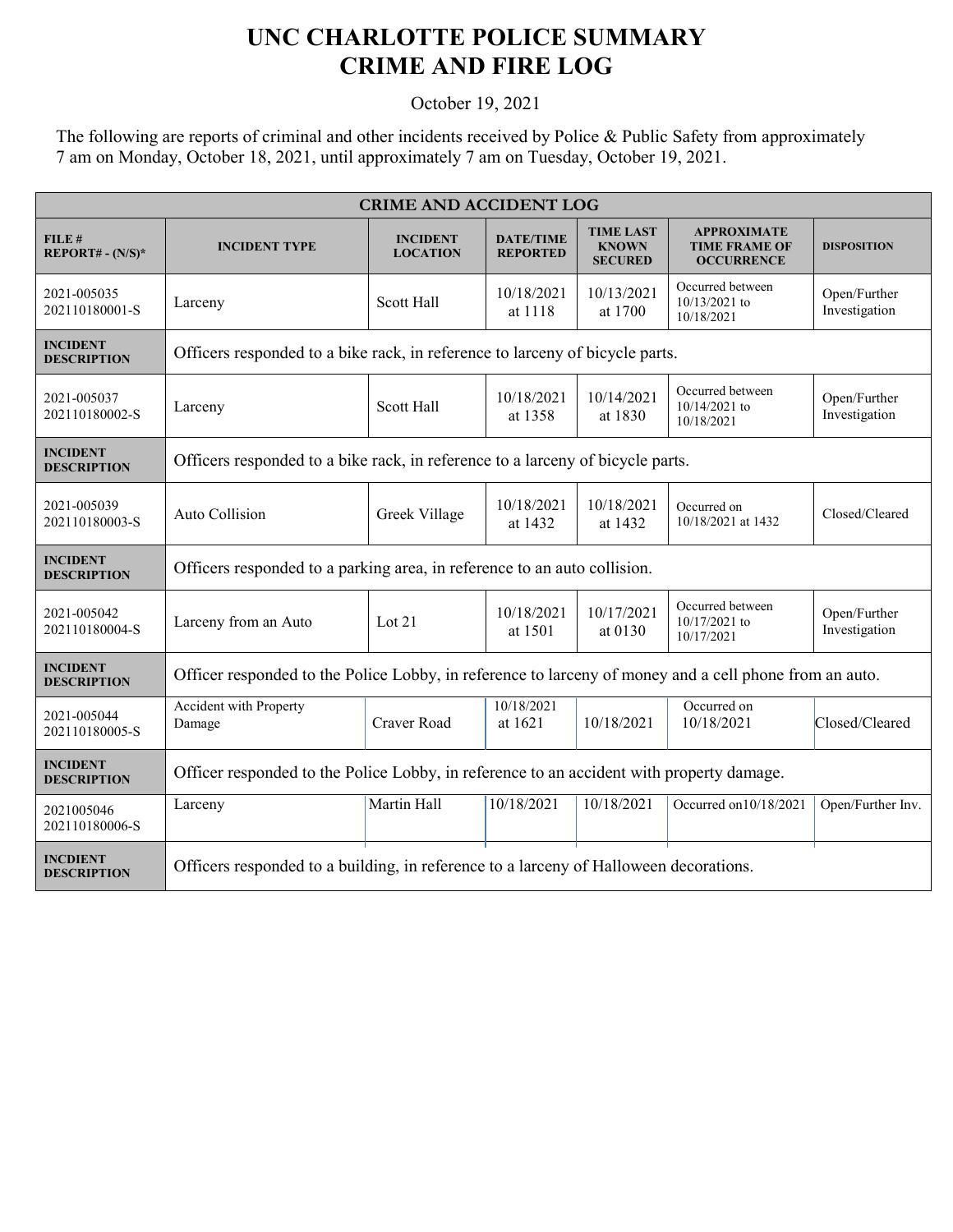# UNC CHARLOTTE POLICE SUMMARY
# CRIME AND FIRE LOG

October 19, 2021

The following are reports of criminal and other incidents received by Police & Public Safety from approximately 7 am on Monday, October 18, 2021, until approximately 7 am on Tuesday, October 19, 2021.

| CRIME AND ACCIDENT LOG | | | | | | |
|---|---|---|---|---|---|---|
| **FILE # REPORT# - (N/S)*** | **INCIDENT TYPE** | **INCIDENT LOCATION** | **DATE/TIME REPORTED** | **TIME LAST KNOWN SECURED** | **APPROXIMATE TIME FRAME OF OCCURRENCE** | **DISPOSITION** |
| 2021-005035 202110180001-S | Larceny | Scott Hall | 10/18/2021 at 1118 | 10/13/2021 at 1700 | Occurred between 10/13/2021 to 10/18/2021 | Open/Further Investigation |
| **INCIDENT DESCRIPTION** | Officers responded to a bike rack, in reference to larceny of bicycle parts. | | | | | |
| 2021-005037 202110180002-S | Larceny | Scott Hall | 10/18/2021 at 1358 | 10/14/2021 at 1830 | Occurred between 10/14/2021 to 10/18/2021 | Open/Further Investigation |
| **INCIDENT DESCRIPTION** | Officers responded to a bike rack, in reference to a larceny of bicycle parts. | | | | | |
| 2021-005039 202110180003-S | Auto Collision | Greek Village | 10/18/2021 at 1432 | 10/18/2021 at 1432 | Occurred on 10/18/2021 at 1432 | Closed/Cleared |
| **INCIDENT DESCRIPTION** | Officers responded to a parking area, in reference to an auto collision. | | | | | |
| 2021-005042 202110180004-S | Larceny from an Auto | Lot 21 | 10/18/2021 at 1501 | 10/17/2021 at 0130 | Occurred between 10/17/2021 to 10/17/2021 | Open/Further Investigation |
| **INCIDENT DESCRIPTION** | Officer responded to the Police Lobby, in reference to larceny of money and a cell phone from an auto. | | | | | |
| 2021-005044 202110180005-S | Accident with Property Damage | Craver Road | 10/18/2021 at 1621 | 10/18/2021 | Occurred on 10/18/2021 | Closed/Cleared |
| **INCIDENT DESCRIPTION** | Officer responded to the Police Lobby, in reference to an accident with property damage. | | | | | |
| 2021005046 202110180006-S | Larceny | Martin Hall | 10/18/2021 | 10/18/2021 | Occurred on10/18/2021 | Open/Further Inv. |
| **INCDIENT DESCRIPTION** | Officers responded to a building, in reference to a larceny of Halloween decorations. | | | | | |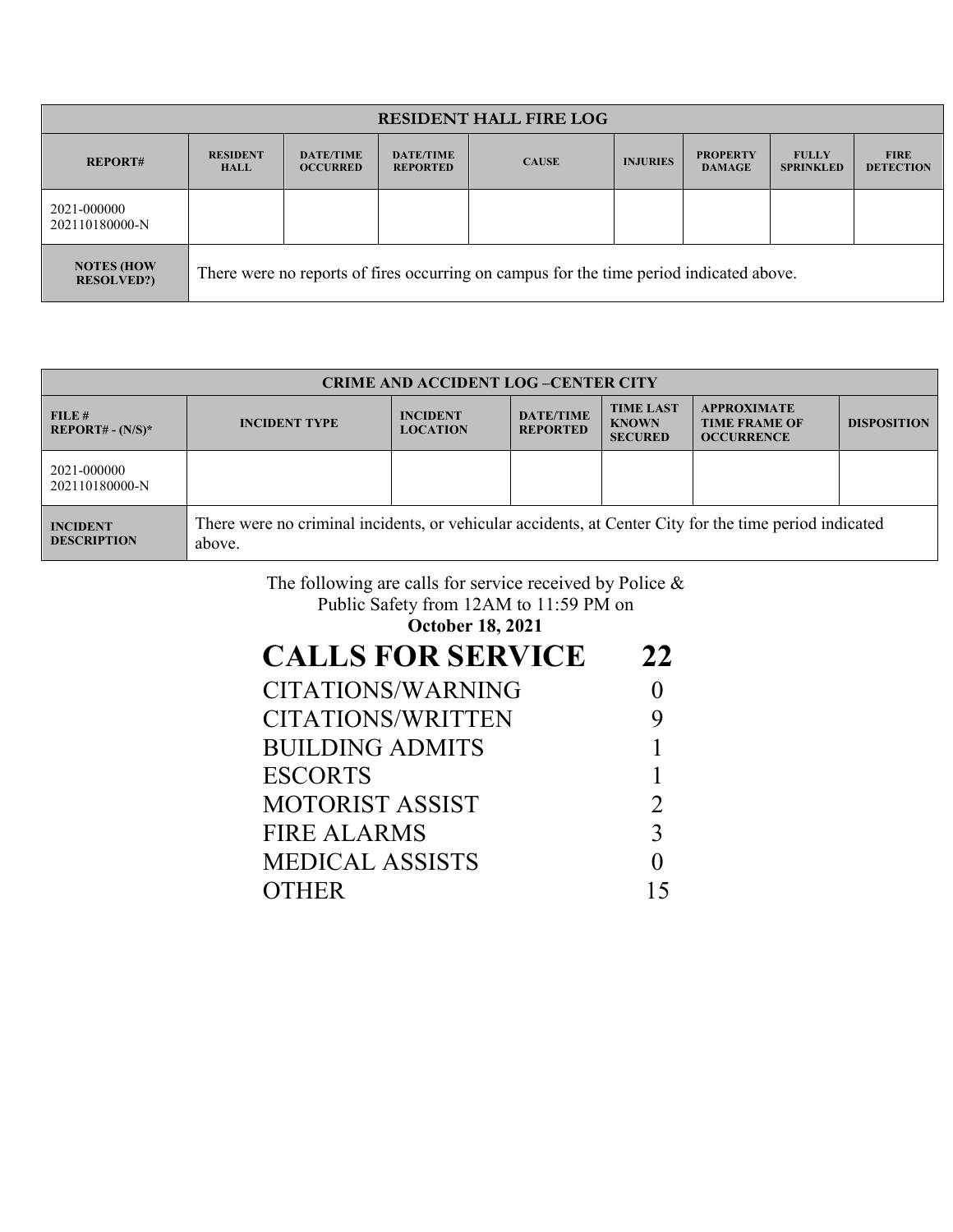| RESIDENT HALL FIRE LOG | | | | | | | | |
|---|---|---|---|---|---|---|---|---|
| **REPORT#** | **RESIDENT HALL** | **DATE/TIME OCCURRED** | **DATE/TIME REPORTED** | **CAUSE** | **INJURIES** | **PROPERTY DAMAGE** | **FULLY SPRINKLED** | **FIRE DETECTION** |
| 2021-000000 202110180000-N | | | | | | | | |
| **NOTES (HOW RESOLVED?)** | There were no reports of fires occurring on campus for the time period indicated above. | | | | | | | |

| CRIME AND ACCIDENT LOG –CENTER CITY | | | | | | |
|---|---|---|---|---|---|---|
| **FILE # REPORT# - (N/S)*** | **INCIDENT TYPE** | **INCIDENT LOCATION** | **DATE/TIME REPORTED** | **TIME LAST KNOWN SECURED** | **APPROXIMATE TIME FRAME OF OCCURRENCE** | **DISPOSITION** |
| 2021-000000 202110180000-N | | | | | | |
| **INCIDENT DESCRIPTION** | There were no criminal incidents, or vehicular accidents, at Center City for the time period indicated above. | | | | | |

The following are calls for service received by Police & Public Safety from 12AM to 11:59 PM on

**October 18, 2021**

| | |
|---|---|
| **CALLS FOR SERVICE** | **22** |
| CITATIONS/WARNING | 0 |
| CITATIONS/WRITTEN | 9 |
| BUILDING ADMITS | 1 |
| ESCORTS | 1 |
| MOTORIST ASSIST | 2 |
| FIRE ALARMS | 3 |
| MEDICAL ASSISTS | 0 |
| OTHER | 15 |